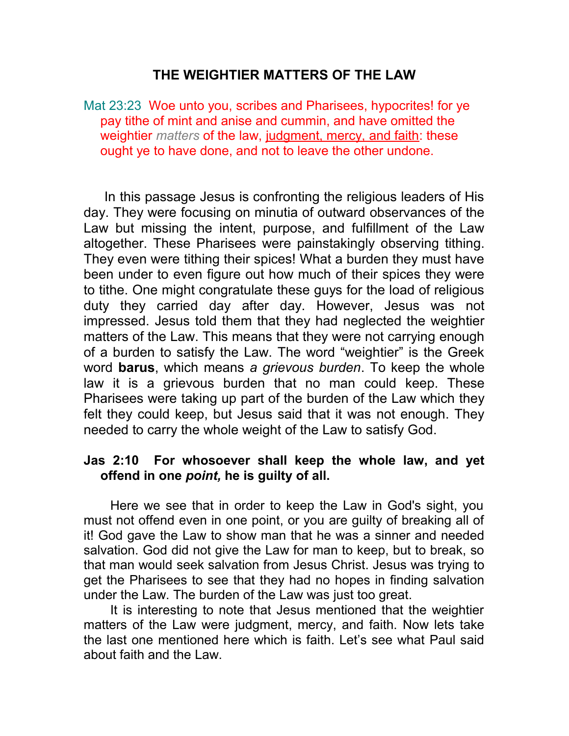# THE WEIGHTIER MATTERS OF THE LAW

Mat 23:23 Woe unto you, scribes and Pharisees, hypocrites! for ye pay tithe of mint and anise and cummin, and have omitted the weightier *matters* of the law, judgment, mercy, and faith: these ought ye to have done, and not to leave the other undone.

In this passage Jesus is confronting the religious leaders of His day. They were focusing on minutia of outward observances of the Law but missing the intent, purpose, and fulfillment of the Law altogether. These Pharisees were painstakingly observing tithing. They even were tithing their spices! What a burden they must have been under to even figure out how much of their spices they were to tithe. One might congratulate these guys for the load of religious duty they carried day after day. However, Jesus was not impressed. Jesus told them that they had neglected the weightier matters of the Law. This means that they were not carrying enough of a burden to satisfy the Law. The word "weightier" is the Greek word **barus**, which means *a grievous burden*. To keep the whole law it is a grievous burden that no man could keep. These Pharisees were taking up part of the burden of the Law which they felt they could keep, but Jesus said that it was not enough. They needed to carry the whole weight of the Law to satisfy God.

**Jas 2:10 For whosoever shall keep the whole law, and yet offend in one *point,* he is guilty of all.**

Here we see that in order to keep the Law in God's sight, you must not offend even in one point, or you are guilty of breaking all of it! God gave the Law to show man that he was a sinner and needed salvation. God did not give the Law for man to keep, but to break, so that man would seek salvation from Jesus Christ. Jesus was trying to get the Pharisees to see that they had no hopes in finding salvation under the Law. The burden of the Law was just too great.

It is interesting to note that Jesus mentioned that the weightier matters of the Law were judgment, mercy, and faith. Now lets take the last one mentioned here which is faith. Let's see what Paul said about faith and the Law.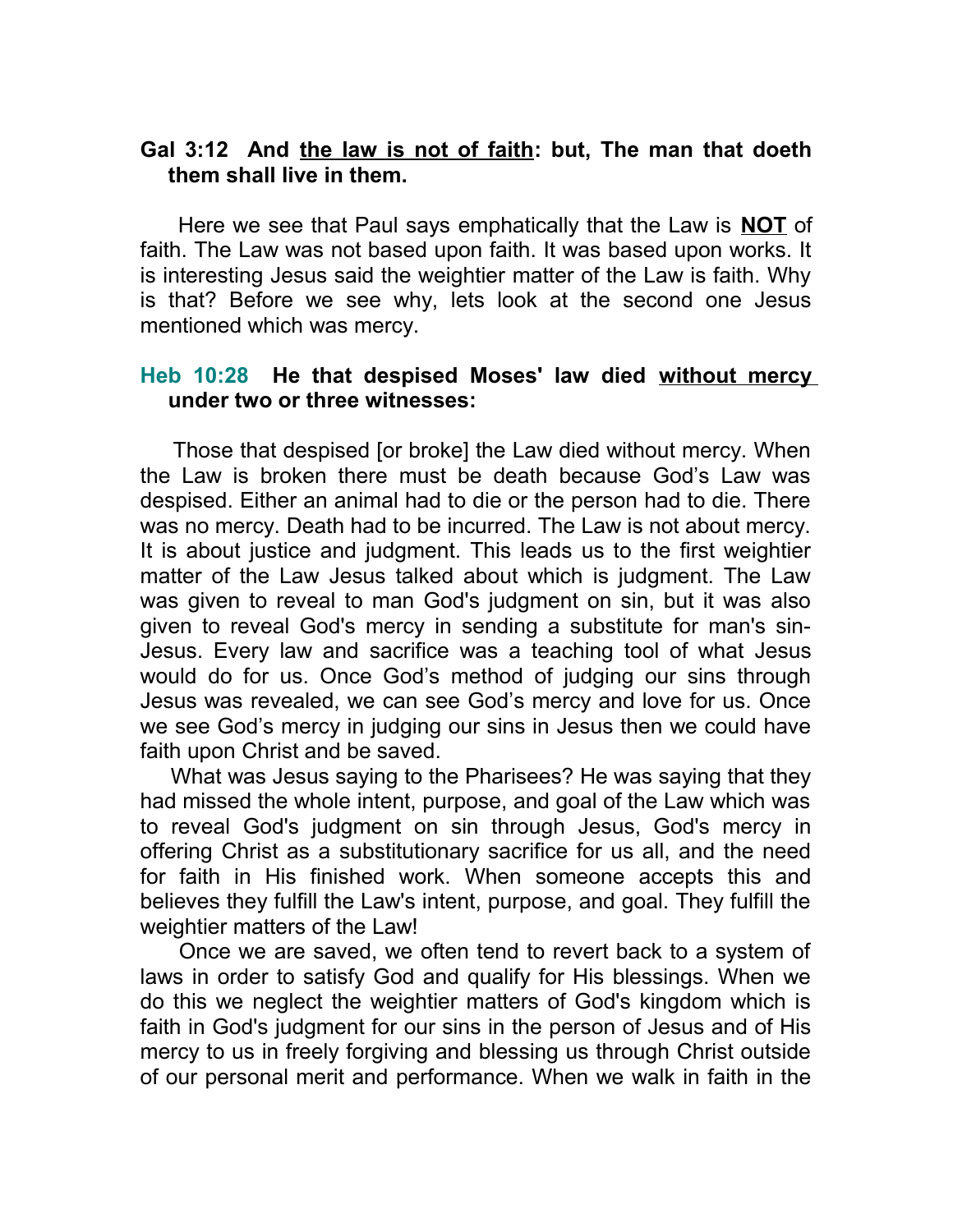**Gal 3:12 And <u>the law is not of faith</u>: but, The man that doeth them shall live in them.**

Here we see that Paul says emphatically that the Law is **<u>NOT</u>** of faith. The Law was not based upon faith. It was based upon works. It is interesting Jesus said the weightier matter of the Law is faith. Why is that? Before we see why, lets look at the second one Jesus mentioned which was mercy.

**Heb 10:28 He that despised Moses' law died <u>without mercy</u> under two or three witnesses:**

Those that despised [or broke] the Law died without mercy. When the Law is broken there must be death because God's Law was despised. Either an animal had to die or the person had to die. There was no mercy. Death had to be incurred. The Law is not about mercy. It is about justice and judgment. This leads us to the first weightier matter of the Law Jesus talked about which is judgment. The Law was given to reveal to man God's judgment on sin, but it was also given to reveal God's mercy in sending a substitute for man's sin- Jesus. Every law and sacrifice was a teaching tool of what Jesus would do for us. Once God's method of judging our sins through Jesus was revealed, we can see God's mercy and love for us. Once we see God's mercy in judging our sins in Jesus then we could have faith upon Christ and be saved.

What was Jesus saying to the Pharisees? He was saying that they had missed the whole intent, purpose, and goal of the Law which was to reveal God's judgment on sin through Jesus, God's mercy in offering Christ as a substitutionary sacrifice for us all, and the need for faith in His finished work. When someone accepts this and believes they fulfill the Law's intent, purpose, and goal. They fulfill the weightier matters of the Law!

Once we are saved, we often tend to revert back to a system of laws in order to satisfy God and qualify for His blessings. When we do this we neglect the weightier matters of God's kingdom which is faith in God's judgment for our sins in the person of Jesus and of His mercy to us in freely forgiving and blessing us through Christ outside of our personal merit and performance. When we walk in faith in the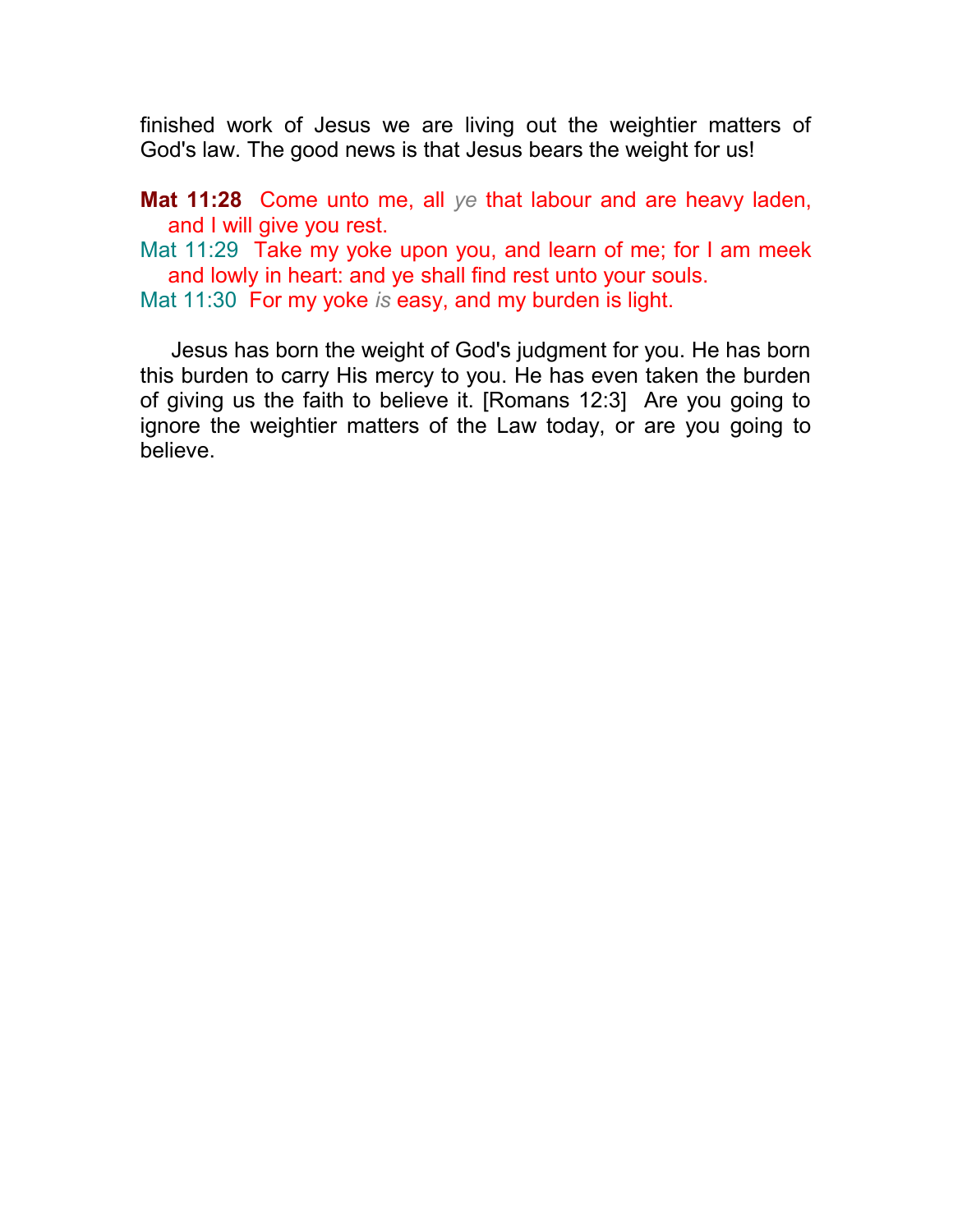finished work of Jesus we are living out the weightier matters of God's law. The good news is that Jesus bears the weight for us!

**Mat 11:28** Come unto me, all *ye* that labour and are heavy laden, and I will give you rest.
Mat 11:29 Take my yoke upon you, and learn of me; for I am meek and lowly in heart: and ye shall find rest unto your souls.
Mat 11:30 For my yoke *is* easy, and my burden is light.

Jesus has born the weight of God's judgment for you. He has born this burden to carry His mercy to you. He has even taken the burden of giving us the faith to believe it. [Romans 12:3] Are you going to ignore the weightier matters of the Law today, or are you going to believe.